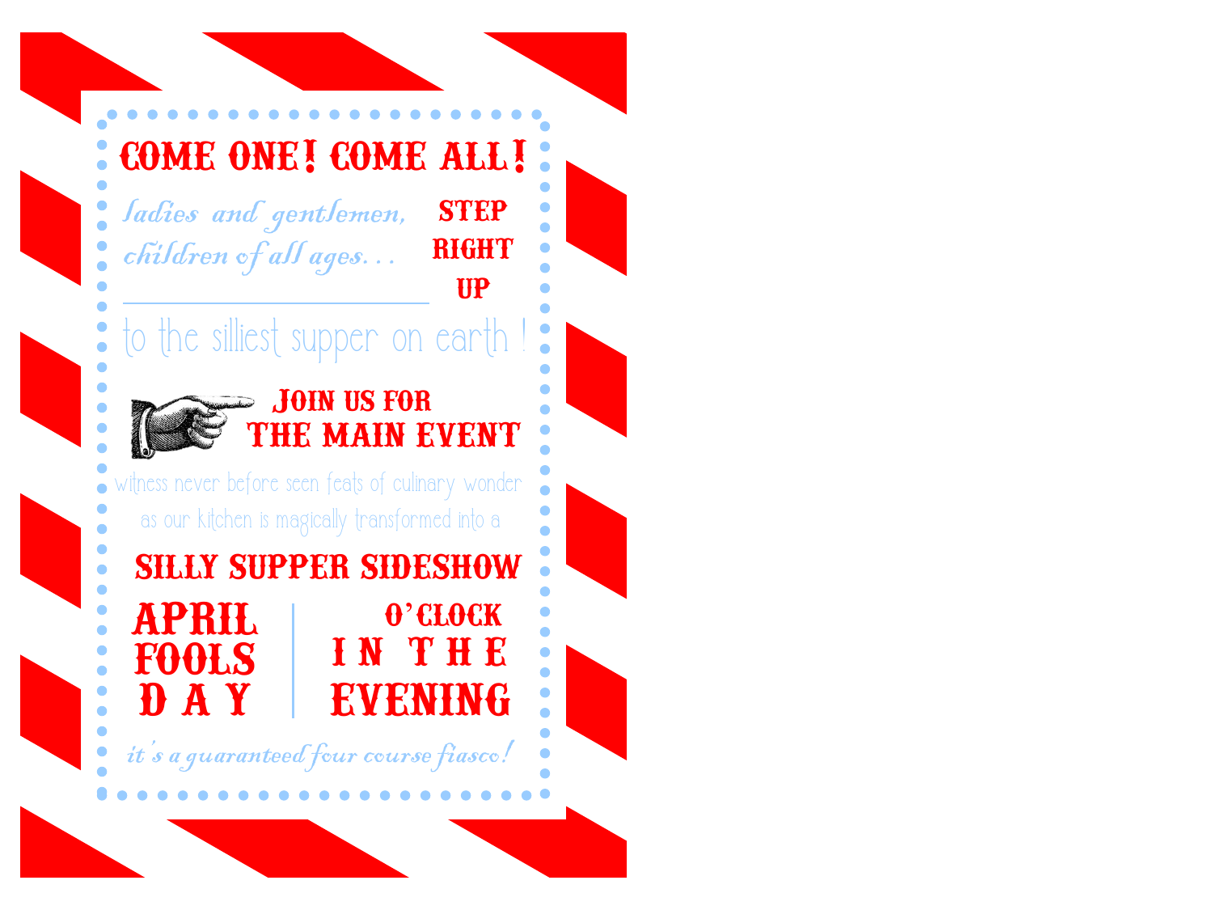# COME ONE! COME ALL!

*ladies and gentlemen,*
*children of all ages...*

**STEP RIGHT UP**

to the silliest supper on earth !

## JOIN US FOR THE MAIN EVENT

witness never before seen feats of culinary wonder
as our kitchen is magically transformed into a

## SILLY SUPPER SIDESHOW

**APRIL FOOLS DAY** | **O'CLOCK IN THE EVENING**

*it's a guaranteed four course fiasco!*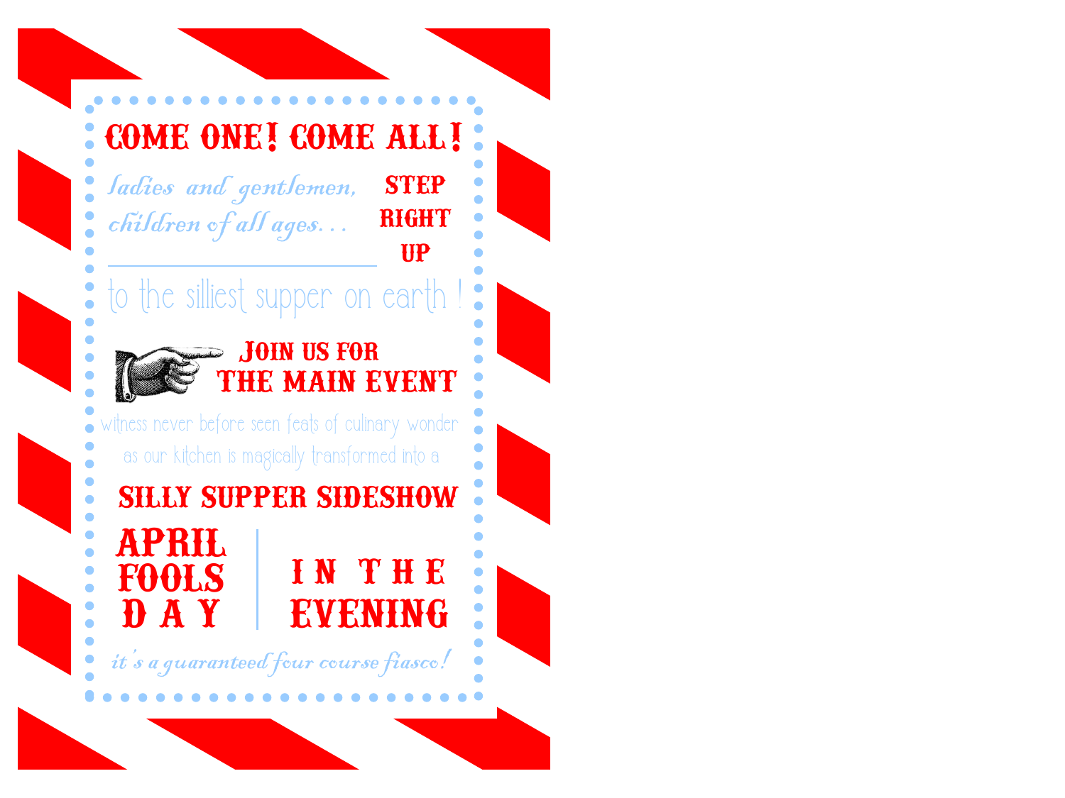# COME ONE! COME ALL!

*ladies and gentlemen, children of all ages...*

**STEP RIGHT UP**

to the silliest supper on earth !

**JOIN US FOR THE MAIN EVENT**

witness never before seen feats of culinary wonder as our kitchen is magically transformed into a

## SILLY SUPPER SIDESHOW

**APRIL FOOLS DAY** | **IN THE EVENING**

*it's a guaranteed four course fiasco!*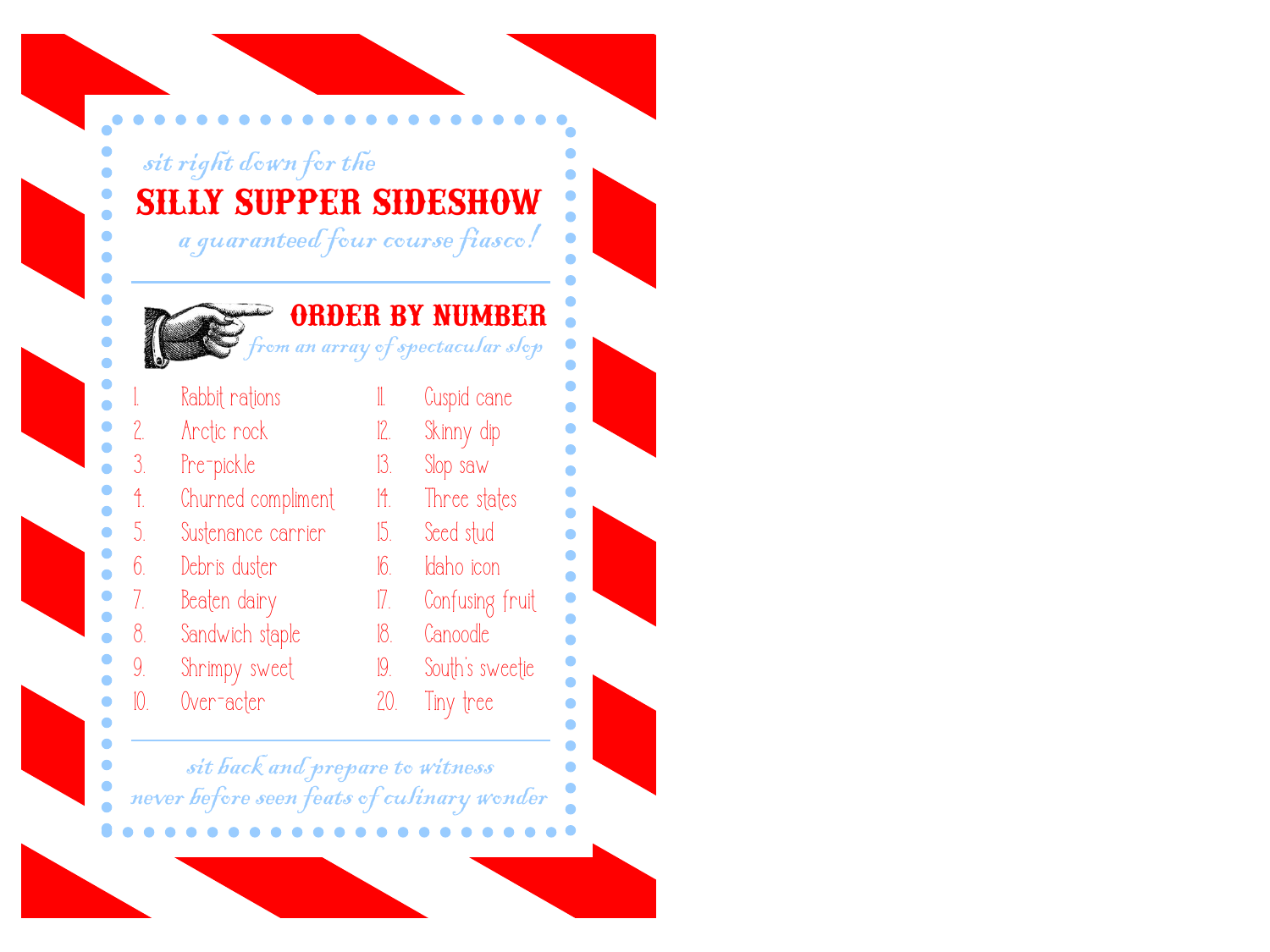*sit right down for the*

# SILLY SUPPER SIDESHOW

*a guaranteed four course fiasco!*

## ORDER BY NUMBER

*from an array of spectacular slop*

1. Rabbit rations
2. Arctic rock
3. Pre-pickle
4. Churned compliment
5. Sustenance carrier
6. Debris duster
7. Beaten dairy
8. Sandwich staple
9. Shrimpy sweet
10. Over-acter
11. Cuspid cane
12. Skinny dip
13. Slop saw
14. Three states
15. Seed stud
16. Idaho icon
17. Confusing fruit
18. Canoodle
19. South's sweetie
20. Tiny tree

*sit back and prepare to witness*
*never before seen feats of culinary wonder*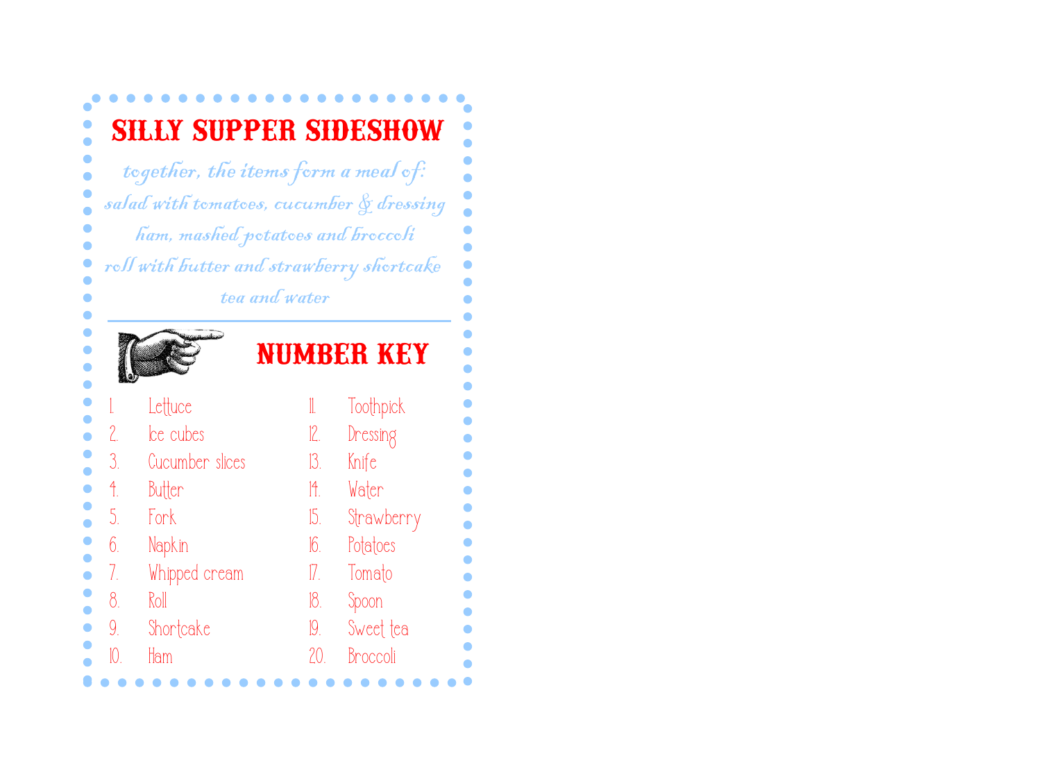# SILLY SUPPER SIDESHOW

*together, the items form a meal of:*
*salad with tomatoes, cucumber & dressing*
*ham, mashed potatoes and broccoli*
*roll with butter and strawberry shortcake*
*tea and water*

---

## NUMBER KEY

1. Lettuce
2. Ice cubes
3. Cucumber slices
4. Butter
5. Fork
6. Napkin
7. Whipped cream
8. Roll
9. Shortcake
10. Ham
11. Toothpick
12. Dressing
13. Knife
14. Water
15. Strawberry
16. Potatoes
17. Tomato
18. Spoon
19. Sweet tea
20. Broccoli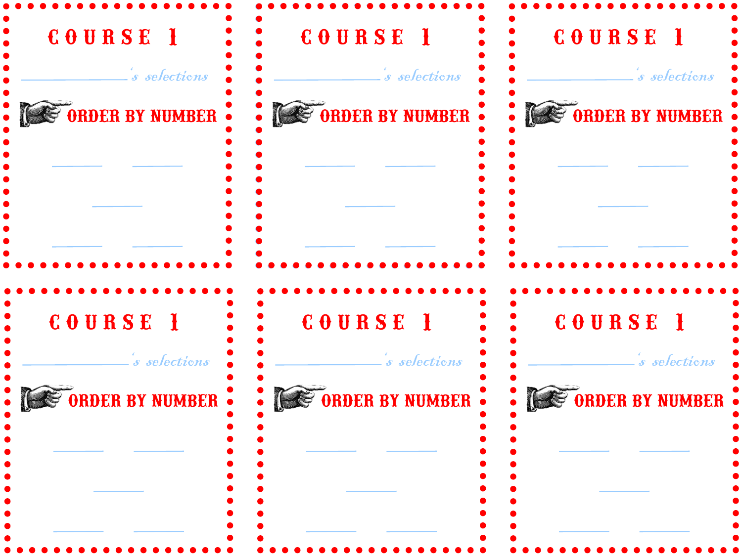# COURSE 1

_______________'s selections

ORDER BY NUMBER

_______ _______

_______

_______ _______

# COURSE 1

_______________'s selections

ORDER BY NUMBER

_______ _______

_______

_______ _______

# COURSE 1

_______________'s selections

ORDER BY NUMBER

_______ _______

_______

_______ _______

# COURSE 1

_______________'s selections

ORDER BY NUMBER

_______ _______

_______

_______ _______

# COURSE 1

_______________'s selections

ORDER BY NUMBER

_______ _______

_______

_______ _______

# COURSE 1

_______________'s selections

ORDER BY NUMBER

_______ _______

_______

_______ _______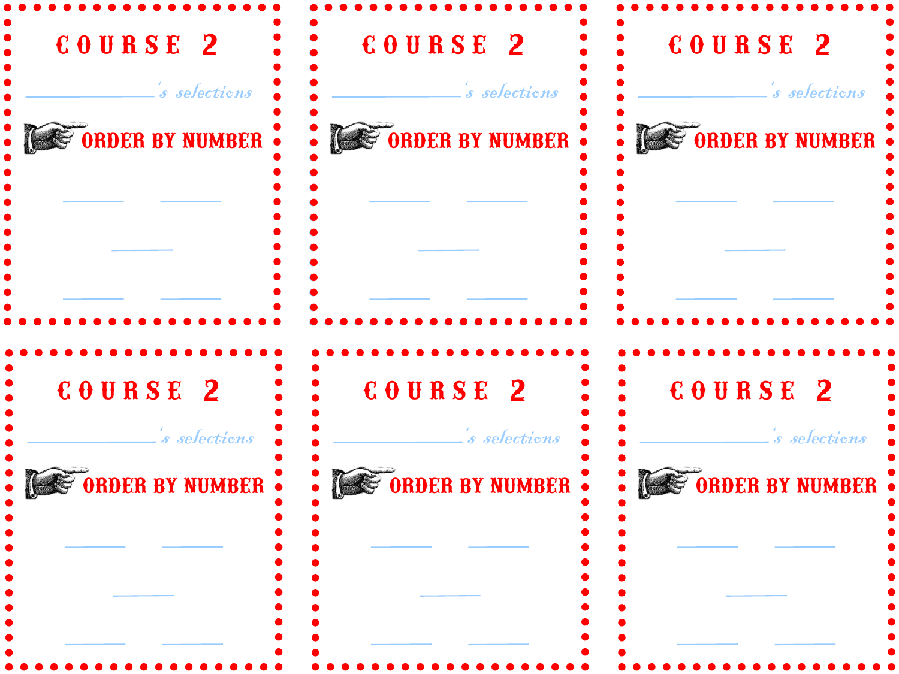## COURSE 2

________________'s selections

ORDER BY NUMBER

________ ________

________

________ ________

## COURSE 2

________________'s selections

ORDER BY NUMBER

________ ________

________

________ ________

## COURSE 2

________________'s selections

ORDER BY NUMBER

________ ________

________

________ ________

## COURSE 2

________________'s selections

ORDER BY NUMBER

________ ________

________

________ ________

## COURSE 2

________________'s selections

ORDER BY NUMBER

________ ________

________

________ ________

## COURSE 2

________________'s selections

ORDER BY NUMBER

________ ________

________

________ ________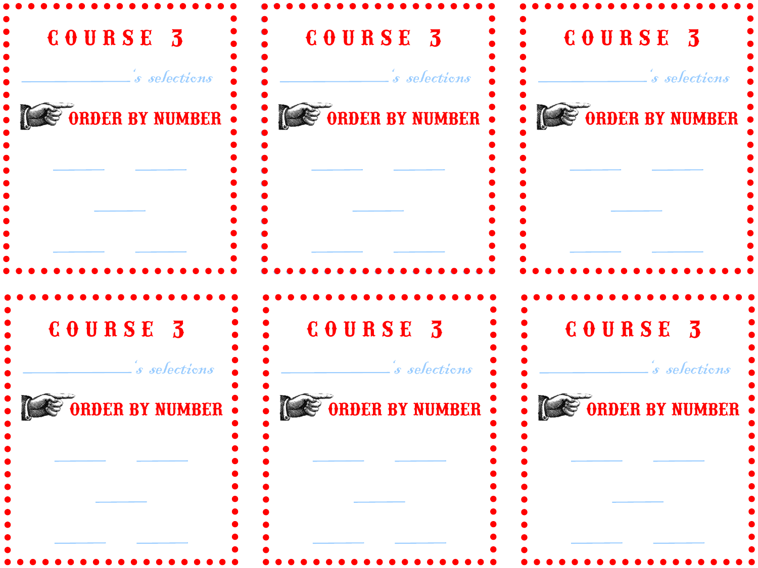# COURSE 3

______________'s selections

ORDER BY NUMBER

______ ______

______

______ ______

# COURSE 3

______________'s selections

ORDER BY NUMBER

______ ______

______

______ ______

# COURSE 3

______________'s selections

ORDER BY NUMBER

______ ______

______

______ ______

# COURSE 3

______________'s selections

ORDER BY NUMBER

______ ______

______

______ ______

# COURSE 3

______________'s selections

ORDER BY NUMBER

______ ______

______

______ ______

# COURSE 3

______________'s selections

ORDER BY NUMBER

______ ______

______

______ ______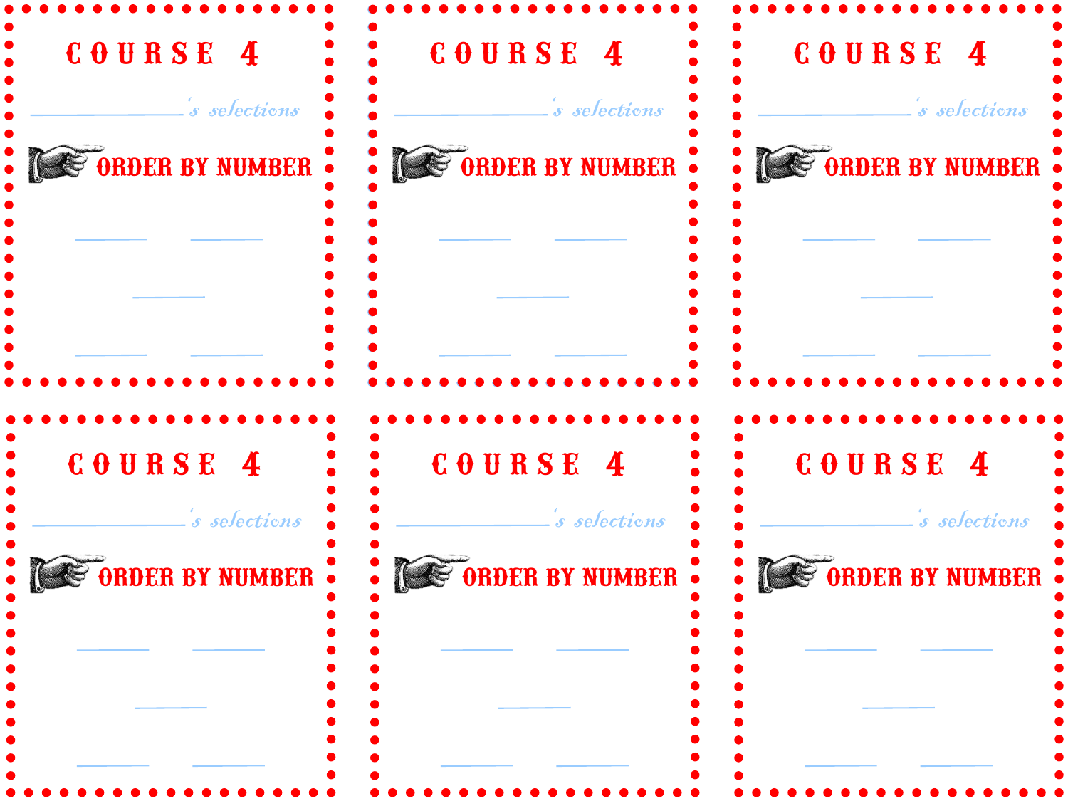## COURSE 4

___________'s selections

ORDER BY NUMBER

_____ _____

_____

_____ _____

## COURSE 4

___________'s selections

ORDER BY NUMBER

_____ _____

_____

_____ _____

## COURSE 4

___________'s selections

ORDER BY NUMBER

_____ _____

_____

_____ _____

## COURSE 4

___________'s selections

ORDER BY NUMBER

_____ _____

_____

_____ _____

## COURSE 4

___________'s selections

ORDER BY NUMBER

_____ _____

_____

_____ _____

## COURSE 4

___________'s selections

ORDER BY NUMBER

_____ _____

_____

_____ _____